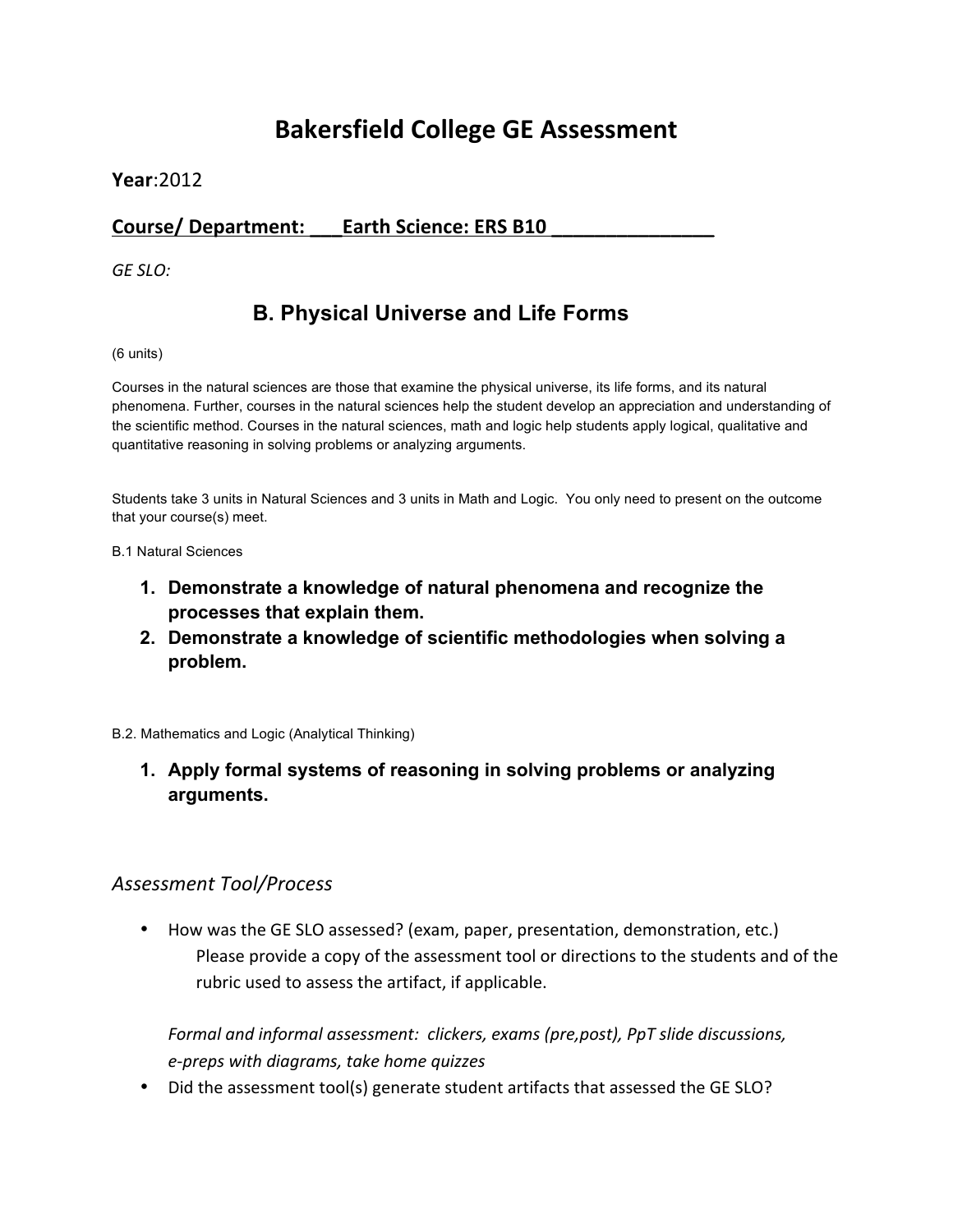# Bakersfield College GE Assessment

**Year**:2012

**Course/ Department: ___Earth Science: ERS B10 ________________**

*GE SLO:*

## B. Physical Universe and Life Forms

(6 units)

Courses in the natural sciences are those that examine the physical universe, its life forms, and its natural phenomena. Further, courses in the natural sciences help the student develop an appreciation and understanding of the scientific method. Courses in the natural sciences, math and logic help students apply logical, qualitative and quantitative reasoning in solving problems or analyzing arguments.

Students take 3 units in Natural Sciences and 3 units in Math and Logic. You only need to present on the outcome that your course(s) meet.

B.1 Natural Sciences

1. **Demonstrate a knowledge of natural phenomena and recognize the processes that explain them.**
2. **Demonstrate a knowledge of scientific methodologies when solving a problem.**

B.2. Mathematics and Logic (Analytical Thinking)

1. **Apply formal systems of reasoning in solving problems or analyzing arguments.**

### *Assessment Tool/Process*

- How was the GE SLO assessed? (exam, paper, presentation, demonstration, etc.)
  Please provide a copy of the assessment tool or directions to the students and of the rubric used to assess the artifact, if applicable.

  *Formal and informal assessment: clickers, exams (pre,post), PpT slide discussions, e-preps with diagrams, take home quizzes*
- Did the assessment tool(s) generate student artifacts that assessed the GE SLO?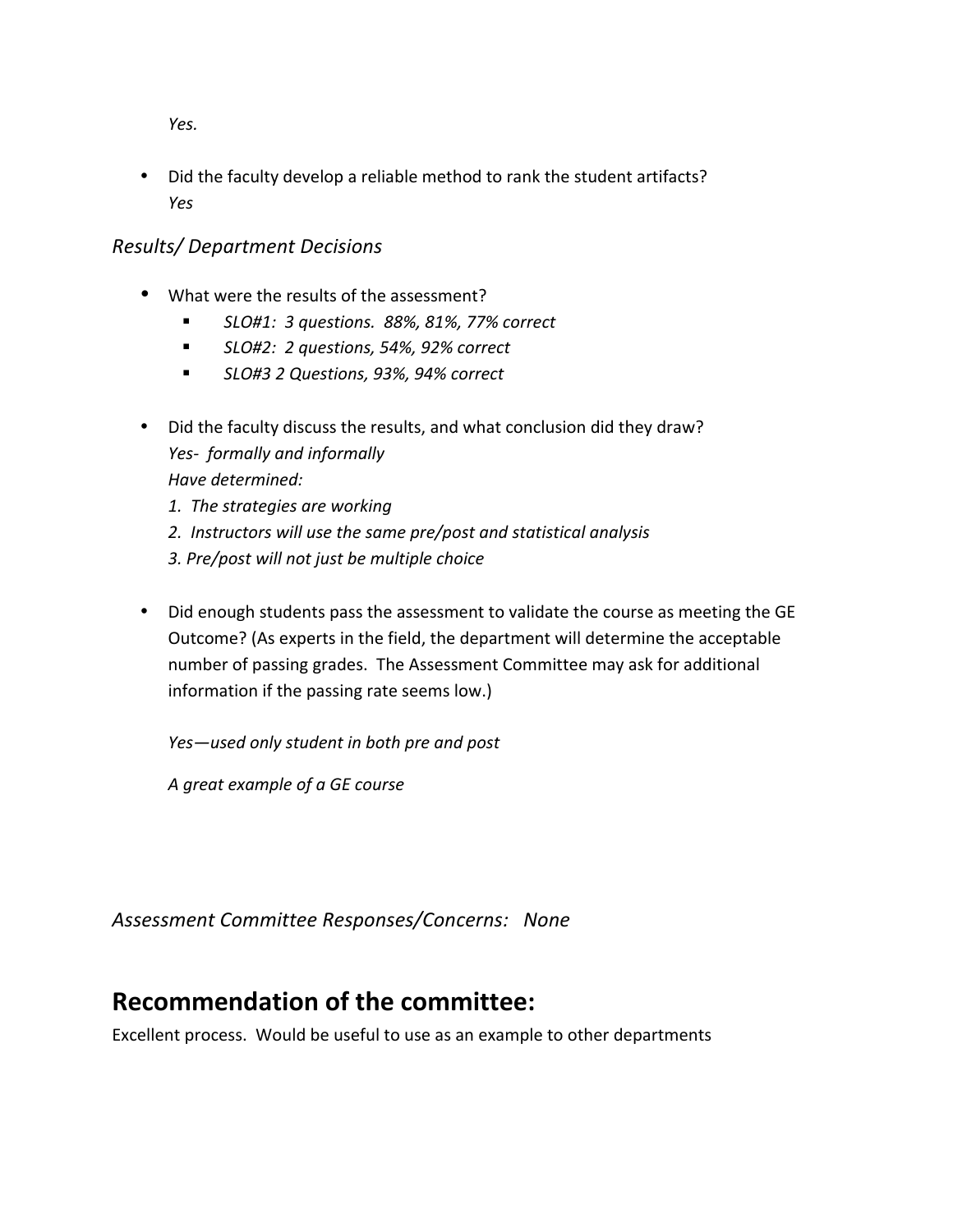*Yes.*

- Did the faculty develop a reliable method to rank the student artifacts?
  *Yes*

### *Results/ Department Decisions*

- What were the results of the assessment?
  - *SLO#1: 3 questions. 88%, 81%, 77% correct*
  - *SLO#2: 2 questions, 54%, 92% correct*
  - *SLO#3 2 Questions, 93%, 94% correct*

- Did the faculty discuss the results, and what conclusion did they draw?
  *Yes- formally and informally*
  *Have determined:*
  *1. The strategies are working*
  *2. Instructors will use the same pre/post and statistical analysis*
  *3. Pre/post will not just be multiple choice*

- Did enough students pass the assessment to validate the course as meeting the GE Outcome? (As experts in the field, the department will determine the acceptable number of passing grades. The Assessment Committee may ask for additional information if the passing rate seems low.)

  *Yes—used only student in both pre and post*

  *A great example of a GE course*

*Assessment Committee Responses/Concerns: None*

## Recommendation of the committee:

Excellent process. Would be useful to use as an example to other departments